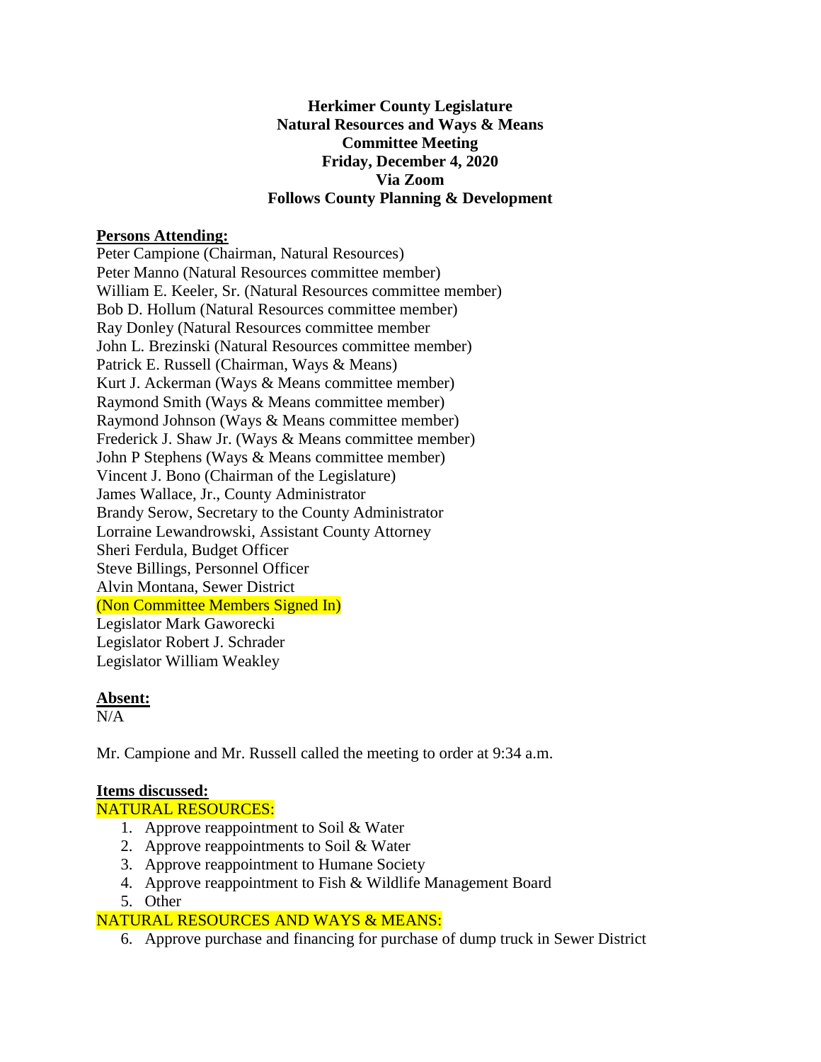**Herkimer County Legislature**
**Natural Resources and Ways & Means**
**Committee Meeting**
**Friday, December 4, 2020**
**Via Zoom**
**Follows County Planning & Development**

**Persons Attending:**

Peter Campione (Chairman, Natural Resources)
Peter Manno (Natural Resources committee member)
William E. Keeler, Sr. (Natural Resources committee member)
Bob D. Hollum (Natural Resources committee member)
Ray Donley (Natural Resources committee member
John L. Brezinski (Natural Resources committee member)
Patrick E. Russell (Chairman, Ways & Means)
Kurt J. Ackerman (Ways & Means committee member)
Raymond Smith (Ways & Means committee member)
Raymond Johnson (Ways & Means committee member)
Frederick J. Shaw Jr. (Ways & Means committee member)
John P Stephens (Ways & Means committee member)
Vincent J. Bono (Chairman of the Legislature)
James Wallace, Jr., County Administrator
Brandy Serow, Secretary to the County Administrator
Lorraine Lewandrowski, Assistant County Attorney
Sheri Ferdula, Budget Officer
Steve Billings, Personnel Officer
Alvin Montana, Sewer District
(Non Committee Members Signed In)
Legislator Mark Gaworecki
Legislator Robert J. Schrader
Legislator William Weakley

**Absent:**

N/A

Mr. Campione and Mr. Russell called the meeting to order at 9:34 a.m.

**Items discussed:**

NATURAL RESOURCES:

1. Approve reappointment to Soil & Water
2. Approve reappointments to Soil & Water
3. Approve reappointment to Humane Society
4. Approve reappointment to Fish & Wildlife Management Board
5. Other

NATURAL RESOURCES AND WAYS & MEANS:

6. Approve purchase and financing for purchase of dump truck in Sewer District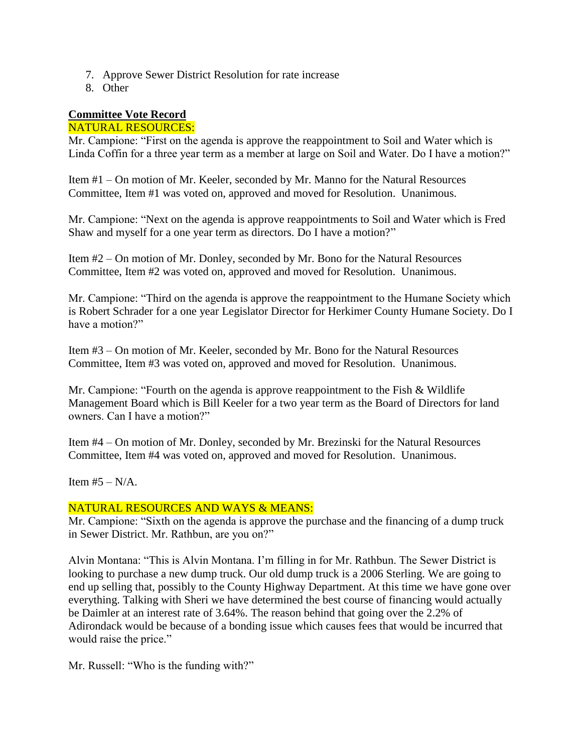7. Approve Sewer District Resolution for rate increase
8. Other

**Committee Vote Record**

NATURAL RESOURCES:

Mr. Campione: "First on the agenda is approve the reappointment to Soil and Water which is Linda Coffin for a three year term as a member at large on Soil and Water. Do I have a motion?"

Item #1 – On motion of Mr. Keeler, seconded by Mr. Manno for the Natural Resources Committee, Item #1 was voted on, approved and moved for Resolution. Unanimous.

Mr. Campione: "Next on the agenda is approve reappointments to Soil and Water which is Fred Shaw and myself for a one year term as directors. Do I have a motion?"

Item #2 – On motion of Mr. Donley, seconded by Mr. Bono for the Natural Resources Committee, Item #2 was voted on, approved and moved for Resolution. Unanimous.

Mr. Campione: "Third on the agenda is approve the reappointment to the Humane Society which is Robert Schrader for a one year Legislator Director for Herkimer County Humane Society. Do I have a motion?"

Item #3 – On motion of Mr. Keeler, seconded by Mr. Bono for the Natural Resources Committee, Item #3 was voted on, approved and moved for Resolution. Unanimous.

Mr. Campione: "Fourth on the agenda is approve reappointment to the Fish & Wildlife Management Board which is Bill Keeler for a two year term as the Board of Directors for land owners. Can I have a motion?"

Item #4 – On motion of Mr. Donley, seconded by Mr. Brezinski for the Natural Resources Committee, Item #4 was voted on, approved and moved for Resolution. Unanimous.

Item #5 – N/A.

NATURAL RESOURCES AND WAYS & MEANS:

Mr. Campione: "Sixth on the agenda is approve the purchase and the financing of a dump truck in Sewer District. Mr. Rathbun, are you on?"

Alvin Montana: "This is Alvin Montana. I'm filling in for Mr. Rathbun. The Sewer District is looking to purchase a new dump truck. Our old dump truck is a 2006 Sterling. We are going to end up selling that, possibly to the County Highway Department. At this time we have gone over everything. Talking with Sheri we have determined the best course of financing would actually be Daimler at an interest rate of 3.64%. The reason behind that going over the 2.2% of Adirondack would be because of a bonding issue which causes fees that would be incurred that would raise the price."

Mr. Russell: "Who is the funding with?"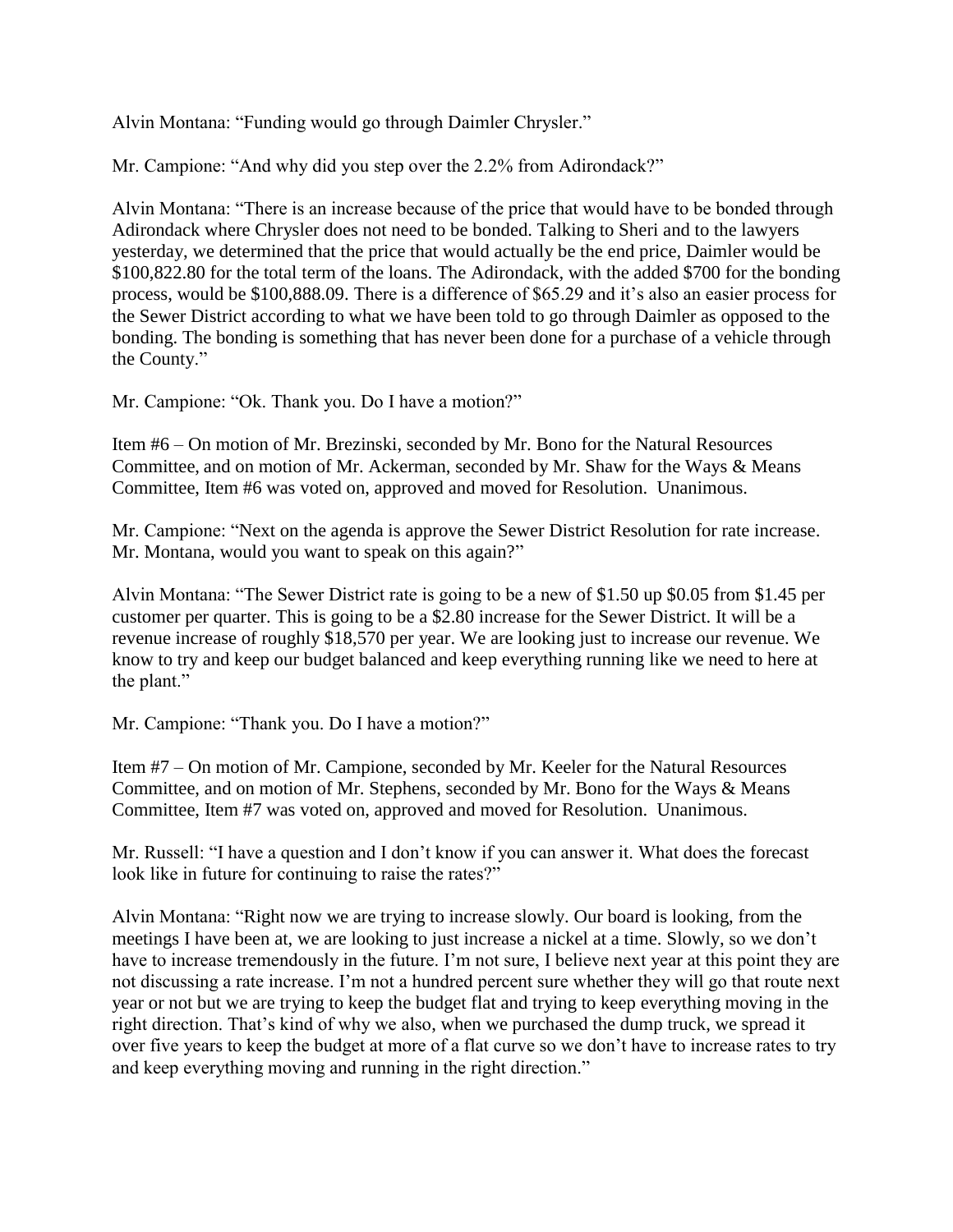Alvin Montana: “Funding would go through Daimler Chrysler.”

Mr. Campione: “And why did you step over the 2.2% from Adirondack?”

Alvin Montana: “There is an increase because of the price that would have to be bonded through Adirondack where Chrysler does not need to be bonded. Talking to Sheri and to the lawyers yesterday, we determined that the price that would actually be the end price, Daimler would be $100,822.80 for the total term of the loans. The Adirondack, with the added $700 for the bonding process, would be $100,888.09. There is a difference of $65.29 and it’s also an easier process for the Sewer District according to what we have been told to go through Daimler as opposed to the bonding. The bonding is something that has never been done for a purchase of a vehicle through the County.”

Mr. Campione: “Ok. Thank you. Do I have a motion?”

Item #6 – On motion of Mr. Brezinski, seconded by Mr. Bono for the Natural Resources Committee, and on motion of Mr. Ackerman, seconded by Mr. Shaw for the Ways & Means Committee, Item #6 was voted on, approved and moved for Resolution. Unanimous.

Mr. Campione: “Next on the agenda is approve the Sewer District Resolution for rate increase. Mr. Montana, would you want to speak on this again?”

Alvin Montana: “The Sewer District rate is going to be a new of $1.50 up $0.05 from $1.45 per customer per quarter. This is going to be a $2.80 increase for the Sewer District. It will be a revenue increase of roughly $18,570 per year. We are looking just to increase our revenue. We know to try and keep our budget balanced and keep everything running like we need to here at the plant.”

Mr. Campione: “Thank you. Do I have a motion?”

Item #7 – On motion of Mr. Campione, seconded by Mr. Keeler for the Natural Resources Committee, and on motion of Mr. Stephens, seconded by Mr. Bono for the Ways & Means Committee, Item #7 was voted on, approved and moved for Resolution. Unanimous.

Mr. Russell: “I have a question and I don’t know if you can answer it. What does the forecast look like in future for continuing to raise the rates?”

Alvin Montana: “Right now we are trying to increase slowly. Our board is looking, from the meetings I have been at, we are looking to just increase a nickel at a time. Slowly, so we don’t have to increase tremendously in the future. I’m not sure, I believe next year at this point they are not discussing a rate increase. I’m not a hundred percent sure whether they will go that route next year or not but we are trying to keep the budget flat and trying to keep everything moving in the right direction. That’s kind of why we also, when we purchased the dump truck, we spread it over five years to keep the budget at more of a flat curve so we don’t have to increase rates to try and keep everything moving and running in the right direction.”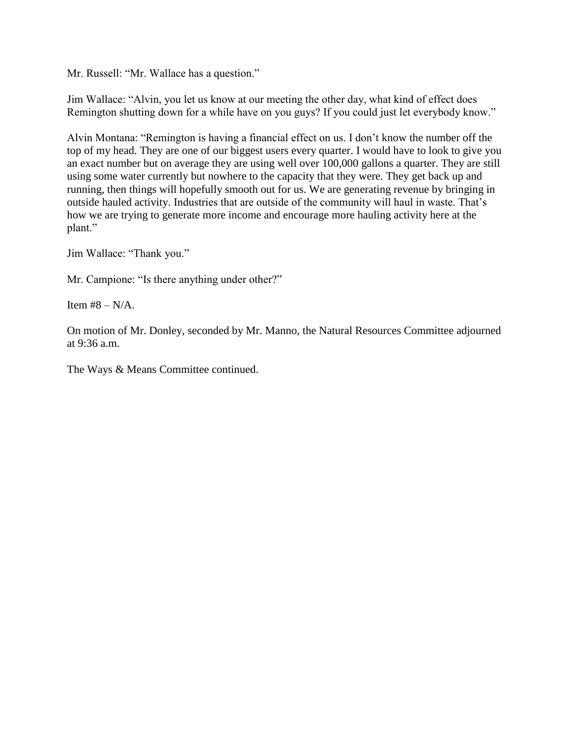Mr. Russell: “Mr. Wallace has a question.”

Jim Wallace: “Alvin, you let us know at our meeting the other day, what kind of effect does Remington shutting down for a while have on you guys? If you could just let everybody know.”

Alvin Montana: “Remington is having a financial effect on us. I don’t know the number off the top of my head. They are one of our biggest users every quarter. I would have to look to give you an exact number but on average they are using well over 100,000 gallons a quarter. They are still using some water currently but nowhere to the capacity that they were. They get back up and running, then things will hopefully smooth out for us. We are generating revenue by bringing in outside hauled activity. Industries that are outside of the community will haul in waste. That’s how we are trying to generate more income and encourage more hauling activity here at the plant.”

Jim Wallace: “Thank you.”

Mr. Campione: “Is there anything under other?”

Item #8 – N/A.

On motion of Mr. Donley, seconded by Mr. Manno, the Natural Resources Committee adjourned at 9:36 a.m.

The Ways & Means Committee continued.